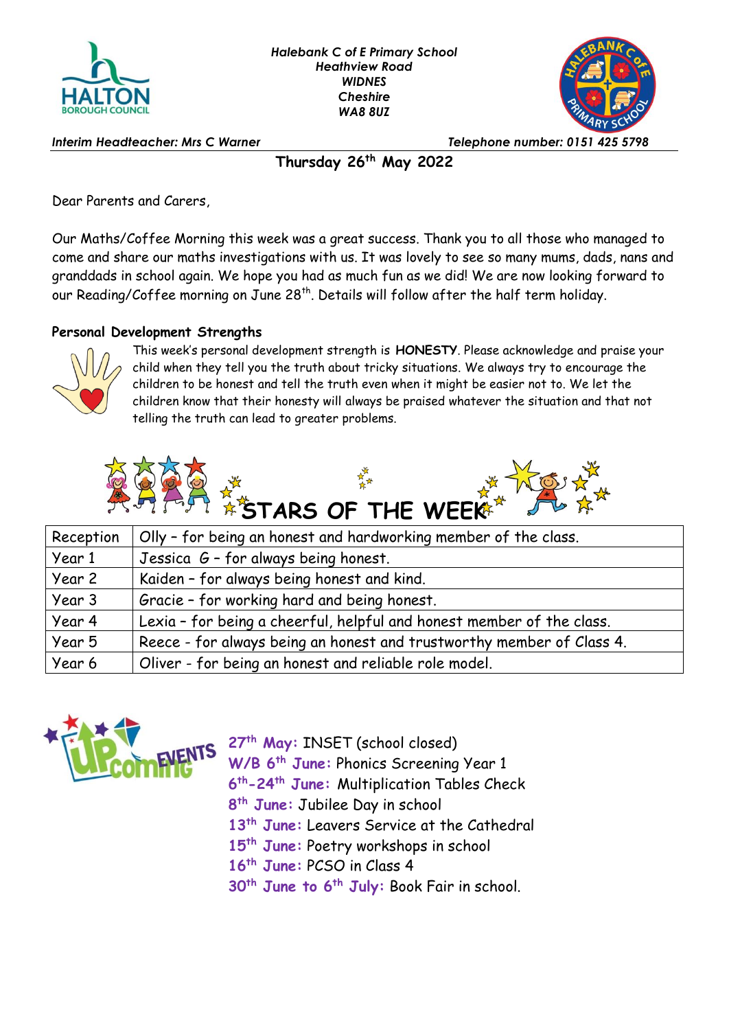*Halebank C of E Primary School*
*Heathview Road*
*WIDNES*
*Cheshire*
*WA8 8UZ*

*Interim Headteacher: Mrs C Warner* — *Telephone number: 0151 425 5798*

**Thursday 26th May 2022**

Dear Parents and Carers,

Our Maths/Coffee Morning this week was a great success. Thank you to all those who managed to come and share our maths investigations with us. It was lovely to see so many mums, dads, nans and granddads in school again. We hope you had as much fun as we did! We are now looking forward to our Reading/Coffee morning on June 28th. Details will follow after the half term holiday.

**Personal Development Strengths**

This week's personal development strength is **HONESTY**. Please acknowledge and praise your child when they tell you the truth about tricky situations. We always try to encourage the children to be honest and tell the truth even when it might be easier not to. We let the children know that their honesty will always be praised whatever the situation and that not telling the truth can lead to greater problems.

## STARS OF THE WEEK

| | |
|---|---|
| Reception | Olly – for being an honest and hardworking member of the class. |
| Year 1 | Jessica G – for always being honest. |
| Year 2 | Kaiden – for always being honest and kind. |
| Year 3 | Gracie – for working hard and being honest. |
| Year 4 | Lexia – for being a cheerful, helpful and honest member of the class. |
| Year 5 | Reece - for always being an honest and trustworthy member of Class 4. |
| Year 6 | Oliver - for being an honest and reliable role model. |

## UPCOMING EVENTS

**27th May:** INSET (school closed)
**W/B 6th June:** Phonics Screening Year 1
**6th-24th June:** Multiplication Tables Check
**8th June:** Jubilee Day in school
**13th June:** Leavers Service at the Cathedral
**15th June:** Poetry workshops in school
**16th June:** PCSO in Class 4
**30th June to 6th July:** Book Fair in school.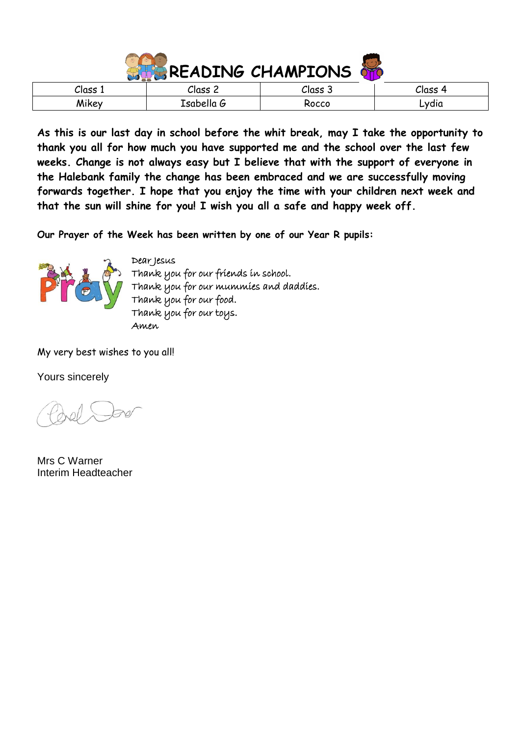## READING CHAMPIONS

| Class 1 | Class 2 | Class 3 | Class 4 |
|---|---|---|---|
| Mikey | Isabella G | Rocco | Lydia |

**As this is our last day in school before the whit break, may I take the opportunity to thank you all for how much you have supported me and the school over the last few weeks. Change is not always easy but I believe that with the support of everyone in the Halebank family the change has been embraced and we are successfully moving forwards together. I hope that you enjoy the time with your children next week and that the sun will shine for you! I wish you all a safe and happy week off.**

**Our Prayer of the Week has been written by one of our Year R pupils:**

Pray

*Dear Jesus*
*Thank you for our friends in school.*
*Thank you for our mummies and daddies.*
*Thank you for our food.*
*Thank you for our toys.*
*Amen*

My very best wishes to you all!

Yours sincerely

Mrs C Warner
Interim Headteacher